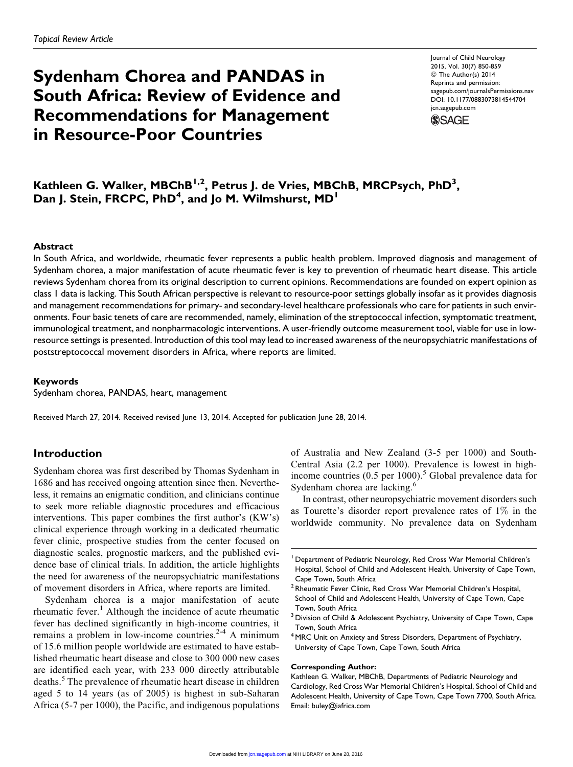*Topical Review Article*

# Sydenham Chorea and PANDAS in South Africa: Review of Evidence and Recommendations for Management in Resource-Poor Countries

Journal of Child Neurology
2015, Vol. 30(7) 850-859
© The Author(s) 2014
Reprints and permission:
sagepub.com/journalsPermissions.nav
DOI: 10.1177/0883073814544704
jcn.sagepub.com

**Kathleen G. Walker, MBChB[1,2], Petrus J. de Vries, MBChB, MRCPsych, PhD[3], Dan J. Stein, FRCPC, PhD[4], and Jo M. Wilmshurst, MD[1]**

## Abstract

In South Africa, and worldwide, rheumatic fever represents a public health problem. Improved diagnosis and management of Sydenham chorea, a major manifestation of acute rheumatic fever is key to prevention of rheumatic heart disease. This article reviews Sydenham chorea from its original description to current opinions. Recommendations are founded on expert opinion as class 1 data is lacking. This South African perspective is relevant to resource-poor settings globally insofar as it provides diagnosis and management recommendations for primary- and secondary-level healthcare professionals who care for patients in such environments. Four basic tenets of care are recommended, namely, elimination of the streptococcal infection, symptomatic treatment, immunological treatment, and nonpharmacologic interventions. A user-friendly outcome measurement tool, viable for use in low-resource settings is presented. Introduction of this tool may lead to increased awareness of the neuropsychiatric manifestations of poststreptococcal movement disorders in Africa, where reports are limited.

### Keywords

Sydenham chorea, PANDAS, heart, management

Received March 27, 2014. Received revised June 13, 2014. Accepted for publication June 28, 2014.

## Introduction

Sydenham chorea was first described by Thomas Sydenham in 1686 and has received ongoing attention since then. Nevertheless, it remains an enigmatic condition, and clinicians continue to seek more reliable diagnostic procedures and efficacious interventions. This paper combines the first author's (KW's) clinical experience through working in a dedicated rheumatic fever clinic, prospective studies from the center focused on diagnostic scales, prognostic markers, and the published evidence base of clinical trials. In addition, the article highlights the need for awareness of the neuropsychiatric manifestations of movement disorders in Africa, where reports are limited.

Sydenham chorea is a major manifestation of acute rheumatic fever.[1] Although the incidence of acute rheumatic fever has declined significantly in high-income countries, it remains a problem in low-income countries.[2-4] A minimum of 15.6 million people worldwide are estimated to have established rheumatic heart disease and close to 300 000 new cases are identified each year, with 233 000 directly attributable deaths.[5] The prevalence of rheumatic heart disease in children aged 5 to 14 years (as of 2005) is highest in sub-Saharan Africa (5-7 per 1000), the Pacific, and indigenous populations of Australia and New Zealand (3-5 per 1000) and South-Central Asia (2.2 per 1000). Prevalence is lowest in high-income countries (0.5 per 1000).[5] Global prevalence data for Sydenham chorea are lacking.[6]

In contrast, other neuropsychiatric movement disorders such as Tourette's disorder report prevalence rates of 1% in the worldwide community. No prevalence data on Sydenham

---

[1] Department of Pediatric Neurology, Red Cross War Memorial Children's Hospital, School of Child and Adolescent Health, University of Cape Town, Cape Town, South Africa
[2] Rheumatic Fever Clinic, Red Cross War Memorial Children's Hospital, School of Child and Adolescent Health, University of Cape Town, Cape Town, South Africa
[3] Division of Child & Adolescent Psychiatry, University of Cape Town, Cape Town, South Africa
[4] MRC Unit on Anxiety and Stress Disorders, Department of Psychiatry, University of Cape Town, Cape Town, South Africa

**Corresponding Author:**
Kathleen G. Walker, MBChB, Departments of Pediatric Neurology and Cardiology, Red Cross War Memorial Children's Hospital, School of Child and Adolescent Health, University of Cape Town, Cape Town 7700, South Africa.
Email: buley@iafrica.com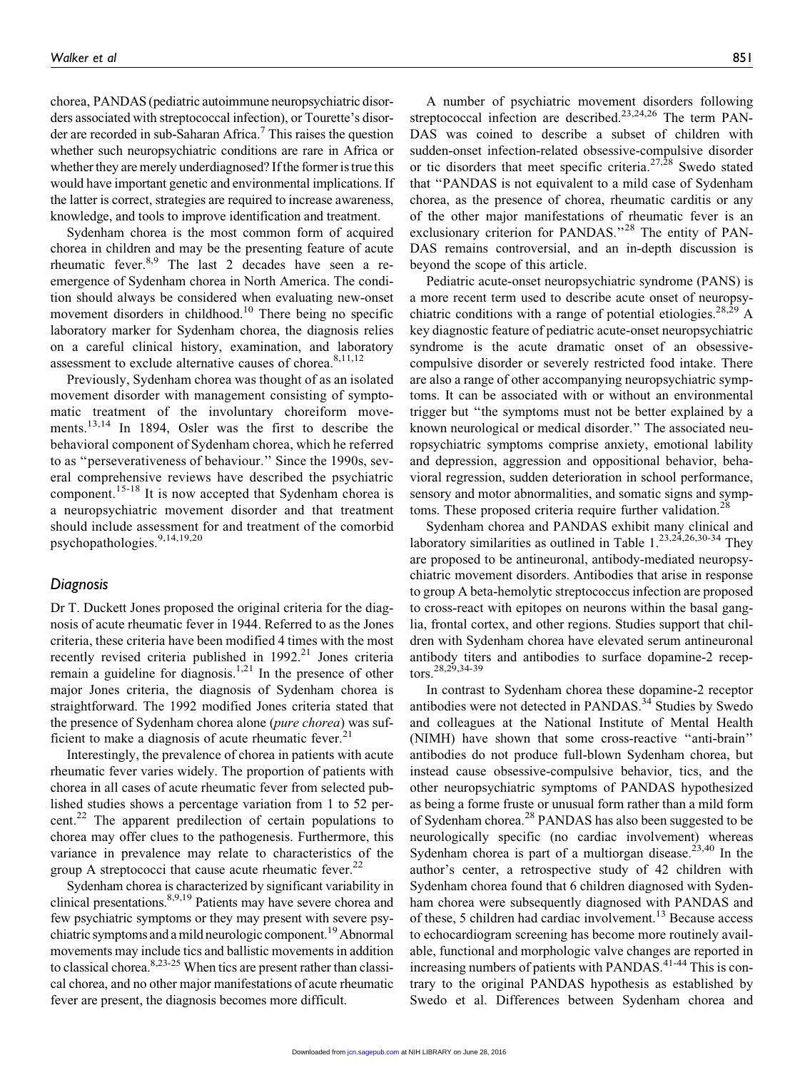chorea, PANDAS (pediatric autoimmune neuropsychiatric disorders associated with streptococcal infection), or Tourette's disorder are recorded in sub-Saharan Africa.[7] This raises the question whether such neuropsychiatric conditions are rare in Africa or whether they are merely underdiagnosed? If the former is true this would have important genetic and environmental implications. If the latter is correct, strategies are required to increase awareness, knowledge, and tools to improve identification and treatment.

Sydenham chorea is the most common form of acquired chorea in children and may be the presenting feature of acute rheumatic fever.[8,9] The last 2 decades have seen a re-emergence of Sydenham chorea in North America. The condition should always be considered when evaluating new-onset movement disorders in childhood.[10] There being no specific laboratory marker for Sydenham chorea, the diagnosis relies on a careful clinical history, examination, and laboratory assessment to exclude alternative causes of chorea.[8,11,12]

Previously, Sydenham chorea was thought of as an isolated movement disorder with management consisting of symptomatic treatment of the involuntary choreiform movements.[13,14] In 1894, Osler was the first to describe the behavioral component of Sydenham chorea, which he referred to as "perseverativeness of behaviour." Since the 1990s, several comprehensive reviews have described the psychiatric component.[15-18] It is now accepted that Sydenham chorea is a neuropsychiatric movement disorder and that treatment should include assessment for and treatment of the comorbid psychopathologies.[9,14,19,20]

## Diagnosis

Dr T. Duckett Jones proposed the original criteria for the diagnosis of acute rheumatic fever in 1944. Referred to as the Jones criteria, these criteria have been modified 4 times with the most recently revised criteria published in 1992.[21] Jones criteria remain a guideline for diagnosis.[1,21] In the presence of other major Jones criteria, the diagnosis of Sydenham chorea is straightforward. The 1992 modified Jones criteria stated that the presence of Sydenham chorea alone (*pure chorea*) was sufficient to make a diagnosis of acute rheumatic fever.[21]

Interestingly, the prevalence of chorea in patients with acute rheumatic fever varies widely. The proportion of patients with chorea in all cases of acute rheumatic fever from selected published studies shows a percentage variation from 1 to 52 percent.[22] The apparent predilection of certain populations to chorea may offer clues to the pathogenesis. Furthermore, this variance in prevalence may relate to characteristics of the group A streptococci that cause acute rheumatic fever.[22]

Sydenham chorea is characterized by significant variability in clinical presentations.[8,9,19] Patients may have severe chorea and few psychiatric symptoms or they may present with severe psychiatric symptoms and a mild neurologic component.[19] Abnormal movements may include tics and ballistic movements in addition to classical chorea.[8,23-25] When tics are present rather than classical chorea, and no other major manifestations of acute rheumatic fever are present, the diagnosis becomes more difficult.

A number of psychiatric movement disorders following streptococcal infection are described.[23,24,26] The term PANDAS was coined to describe a subset of children with sudden-onset infection-related obsessive-compulsive disorder or tic disorders that meet specific criteria.[27,28] Swedo stated that "PANDAS is not equivalent to a mild case of Sydenham chorea, as the presence of chorea, rheumatic carditis or any of the other major manifestations of rheumatic fever is an exclusionary criterion for PANDAS."[28] The entity of PANDAS remains controversial, and an in-depth discussion is beyond the scope of this article.

Pediatric acute-onset neuropsychiatric syndrome (PANS) is a more recent term used to describe acute onset of neuropsychiatric conditions with a range of potential etiologies.[28,29] A key diagnostic feature of pediatric acute-onset neuropsychiatric syndrome is the acute dramatic onset of an obsessive-compulsive disorder or severely restricted food intake. There are also a range of other accompanying neuropsychiatric symptoms. It can be associated with or without an environmental trigger but "the symptoms must not be better explained by a known neurological or medical disorder." The associated neuropsychiatric symptoms comprise anxiety, emotional lability and depression, aggression and oppositional behavior, behavioral regression, sudden deterioration in school performance, sensory and motor abnormalities, and somatic signs and symptoms. These proposed criteria require further validation.[28]

Sydenham chorea and PANDAS exhibit many clinical and laboratory similarities as outlined in Table 1.[23,24,26,30-34] They are proposed to be antineuronal, antibody-mediated neuropsychiatric movement disorders. Antibodies that arise in response to group A beta-hemolytic streptococcus infection are proposed to cross-react with epitopes on neurons within the basal ganglia, frontal cortex, and other regions. Studies support that children with Sydenham chorea have elevated serum antineuronal antibody titers and antibodies to surface dopamine-2 receptors.[28,29,34-39]

In contrast to Sydenham chorea these dopamine-2 receptor antibodies were not detected in PANDAS.[34] Studies by Swedo and colleagues at the National Institute of Mental Health (NIMH) have shown that some cross-reactive "anti-brain" antibodies do not produce full-blown Sydenham chorea, but instead cause obsessive-compulsive behavior, tics, and the other neuropsychiatric symptoms of PANDAS hypothesized as being a forme fruste or unusual form rather than a mild form of Sydenham chorea.[28] PANDAS has also been suggested to be neurologically specific (no cardiac involvement) whereas Sydenham chorea is part of a multiorgan disease.[23,40] In the author's center, a retrospective study of 42 children with Sydenham chorea found that 6 children diagnosed with Sydenham chorea were subsequently diagnosed with PANDAS and of these, 5 children had cardiac involvement.[13] Because access to echocardiogram screening has become more routinely available, functional and morphologic valve changes are reported in increasing numbers of patients with PANDAS.[41-44] This is contrary to the original PANDAS hypothesis as established by Swedo et al. Differences between Sydenham chorea and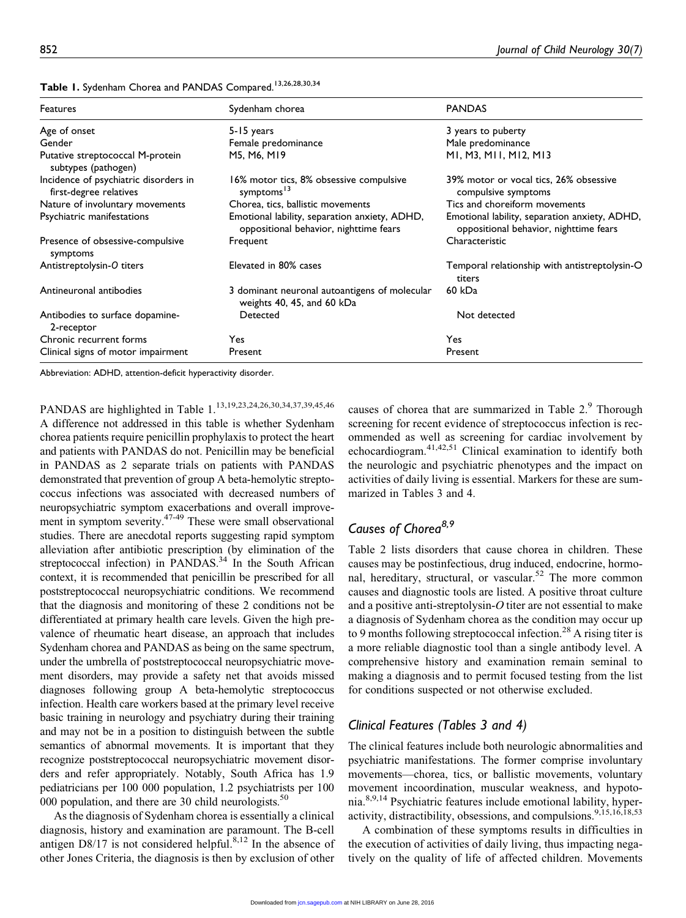**Table 1.** Sydenham Chorea and PANDAS Compared.[13,26,28,30,34]

| Features | Sydenham chorea | PANDAS |
|---|---|---|
| Age of onset | 5-15 years | 3 years to puberty |
| Gender | Female predominance | Male predominance |
| Putative streptococcal M-protein subtypes (pathogen) | M5, M6, M19 | M1, M3, M11, M12, M13 |
| Incidence of psychiatric disorders in first-degree relatives | 16% motor tics, 8% obsessive compulsive symptoms[13] | 39% motor or vocal tics, 26% obsessive compulsive symptoms |
| Nature of involuntary movements | Chorea, tics, ballistic movements | Tics and choreiform movements |
| Psychiatric manifestations | Emotional lability, separation anxiety, ADHD, oppositional behavior, nighttime fears | Emotional lability, separation anxiety, ADHD, oppositional behavior, nighttime fears |
| Presence of obsessive-compulsive symptoms | Frequent | Characteristic |
| Antistreptolysin-*O* titers | Elevated in 80% cases | Temporal relationship with antistreptolysin-O titers |
| Antineuronal antibodies | 3 dominant neuronal autoantigens of molecular weights 40, 45, and 60 kDa | 60 kDa |
| Antibodies to surface dopamine-2-receptor | Detected | Not detected |
| Chronic recurrent forms | Yes | Yes |
| Clinical signs of motor impairment | Present | Present |

Abbreviation: ADHD, attention-deficit hyperactivity disorder.

PANDAS are highlighted in Table 1.[13,19,23,24,26,30,34,37,39,45,46] A difference not addressed in this table is whether Sydenham chorea patients require penicillin prophylaxis to protect the heart and patients with PANDAS do not. Penicillin may be beneficial in PANDAS as 2 separate trials on patients with PANDAS demonstrated that prevention of group A beta-hemolytic streptococcus infections was associated with decreased numbers of neuropsychiatric symptom exacerbations and overall improvement in symptom severity.[47-49] These were small observational studies. There are anecdotal reports suggesting rapid symptom alleviation after antibiotic prescription (by elimination of the streptococcal infection) in PANDAS.[34] In the South African context, it is recommended that penicillin be prescribed for all poststreptococcal neuropsychiatric conditions. We recommend that the diagnosis and monitoring of these 2 conditions not be differentiated at primary health care levels. Given the high prevalence of rheumatic heart disease, an approach that includes Sydenham chorea and PANDAS as being on the same spectrum, under the umbrella of poststreptococcal neuropsychiatric movement disorders, may provide a safety net that avoids missed diagnoses following group A beta-hemolytic streptococcus infection. Health care workers based at the primary level receive basic training in neurology and psychiatry during their training and may not be in a position to distinguish between the subtle semantics of abnormal movements. It is important that they recognize poststreptococcal neuropsychiatric movement disorders and refer appropriately. Notably, South Africa has 1.9 pediatricians per 100 000 population, 1.2 psychiatrists per 100 000 population, and there are 30 child neurologists.[50]

As the diagnosis of Sydenham chorea is essentially a clinical diagnosis, history and examination are paramount. The B-cell antigen D8/17 is not considered helpful.[8,12] In the absence of other Jones Criteria, the diagnosis is then by exclusion of other causes of chorea that are summarized in Table 2.[9] Thorough screening for recent evidence of streptococcus infection is recommended as well as screening for cardiac involvement by echocardiogram.[41,42,51] Clinical examination to identify both the neurologic and psychiatric phenotypes and the impact on activities of daily living is essential. Markers for these are summarized in Tables 3 and 4.

## *Causes of Chorea*[8,9]

Table 2 lists disorders that cause chorea in children. These causes may be postinfectious, drug induced, endocrine, hormonal, hereditary, structural, or vascular.[52] The more common causes and diagnostic tools are listed. A positive throat culture and a positive anti-streptolysin-*O* titer are not essential to make a diagnosis of Sydenham chorea as the condition may occur up to 9 months following streptococcal infection.[28] A rising titer is a more reliable diagnostic tool than a single antibody level. A comprehensive history and examination remain seminal to making a diagnosis and to permit focused testing from the list for conditions suspected or not otherwise excluded.

## *Clinical Features (Tables 3 and 4)*

The clinical features include both neurologic abnormalities and psychiatric manifestations. The former comprise involuntary movements—chorea, tics, or ballistic movements, voluntary movement incoordination, muscular weakness, and hypotonia.[8,9,14] Psychiatric features include emotional lability, hyperactivity, distractibility, obsessions, and compulsions.[9,15,16,18,53]

A combination of these symptoms results in difficulties in the execution of activities of daily living, thus impacting negatively on the quality of life of affected children. Movements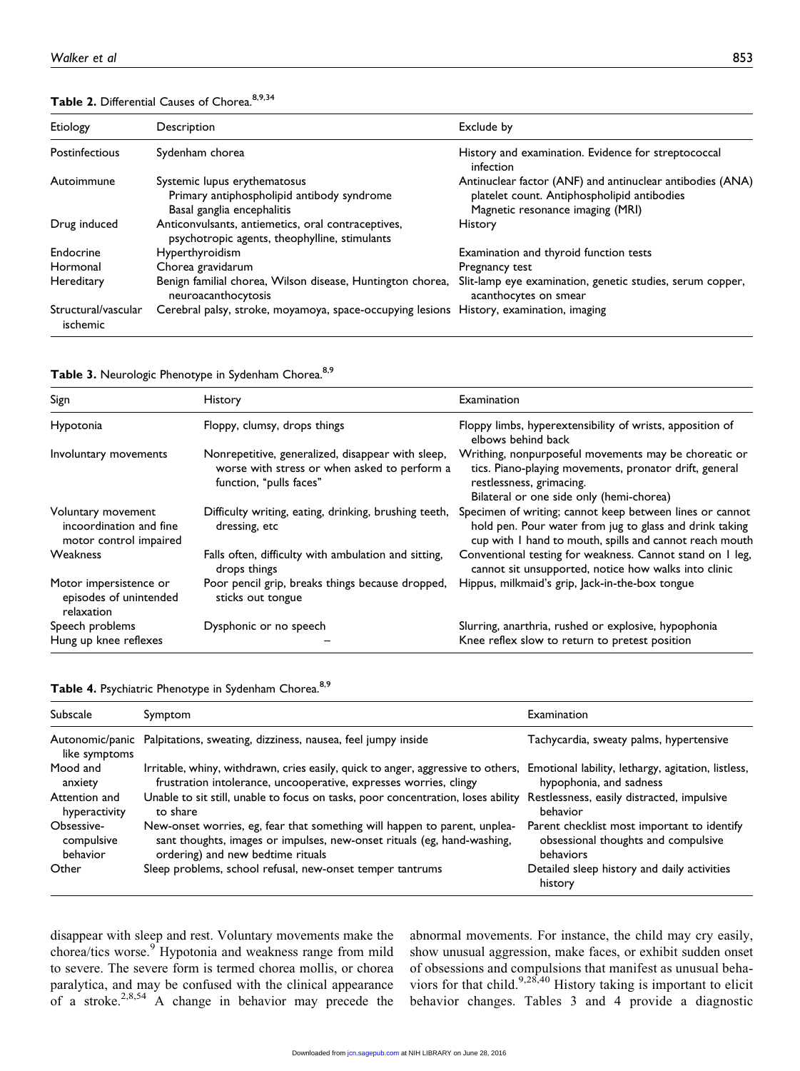**Table 2.** Differential Causes of Chorea.[8,9,34]

| Etiology | Description | Exclude by |
|---|---|---|
| Postinfectious | Sydenham chorea | History and examination. Evidence for streptococcal infection |
| Autoimmune | Systemic lupus erythematosus<br>Primary antiphospholipid antibody syndrome<br>Basal ganglia encephalitis | Antinuclear factor (ANF) and antinuclear antibodies (ANA) platelet count. Antiphospholipid antibodies<br>Magnetic resonance imaging (MRI) |
| Drug induced | Anticonvulsants, antiemetics, oral contraceptives, psychotropic agents, theophylline, stimulants | History |
| Endocrine | Hyperthyroidism | Examination and thyroid function tests |
| Hormonal | Chorea gravidarum | Pregnancy test |
| Hereditary | Benign familial chorea, Wilson disease, Huntington chorea, neuroacanthocytosis | Slit-lamp eye examination, genetic studies, serum copper, acanthocytes on smear |
| Structural/vascular ischemic | Cerebral palsy, stroke, moyamoya, space-occupying lesions | History, examination, imaging |

**Table 3.** Neurologic Phenotype in Sydenham Chorea.[8,9]

| Sign | History | Examination |
|---|---|---|
| Hypotonia | Floppy, clumsy, drops things | Floppy limbs, hyperextensibility of wrists, apposition of elbows behind back |
| Involuntary movements | Nonrepetitive, generalized, disappear with sleep, worse with stress or when asked to perform a function, "pulls faces" | Writhing, nonpurposeful movements may be choreatic or tics. Piano-playing movements, pronator drift, general restlessness, grimacing.<br>Bilateral or one side only (hemi-chorea) |
| Voluntary movement incoordination and fine motor control impaired | Difficulty writing, eating, drinking, brushing teeth, dressing, etc | Specimen of writing; cannot keep between lines or cannot hold pen. Pour water from jug to glass and drink taking cup with 1 hand to mouth, spills and cannot reach mouth |
| Weakness | Falls often, difficulty with ambulation and sitting, drops things | Conventional testing for weakness. Cannot stand on 1 leg, cannot sit unsupported, notice how walks into clinic |
| Motor impersistence or episodes of unintended relaxation | Poor pencil grip, breaks things because dropped, sticks out tongue | Hippus, milkmaid's grip, Jack-in-the-box tongue |
| Speech problems | Dysphonic or no speech | Slurring, anarthria, rushed or explosive, hypophonia |
| Hung up knee reflexes | – | Knee reflex slow to return to pretest position |

**Table 4.** Psychiatric Phenotype in Sydenham Chorea.[8,9]

| Subscale | Symptom | Examination |
|---|---|---|
| Autonomic/panic like symptoms | Palpitations, sweating, dizziness, nausea, feel jumpy inside | Tachycardia, sweaty palms, hypertensive |
| Mood and anxiety | Irritable, whiny, withdrawn, cries easily, quick to anger, aggressive to others, frustration intolerance, uncooperative, expresses worries, clingy | Emotional lability, lethargy, agitation, listless, hypophonia, and sadness |
| Attention and hyperactivity | Unable to sit still, unable to focus on tasks, poor concentration, loses ability to share | Restlessness, easily distracted, impulsive behavior |
| Obsessive-compulsive behavior | New-onset worries, eg, fear that something will happen to parent, unpleasant thoughts, images or impulses, new-onset rituals (eg, hand-washing, ordering) and new bedtime rituals | Parent checklist most important to identify obsessional thoughts and compulsive behaviors |
| Other | Sleep problems, school refusal, new-onset temper tantrums | Detailed sleep history and daily activities history |

disappear with sleep and rest. Voluntary movements make the chorea/tics worse.[9] Hypotonia and weakness range from mild to severe. The severe form is termed chorea mollis, or chorea paralytica, and may be confused with the clinical appearance of a stroke.[2,8,54] A change in behavior may precede the abnormal movements. For instance, the child may cry easily, show unusual aggression, make faces, or exhibit sudden onset of obsessions and compulsions that manifest as unusual behaviors for that child.[9,28,40] History taking is important to elicit behavior changes. Tables 3 and 4 provide a diagnostic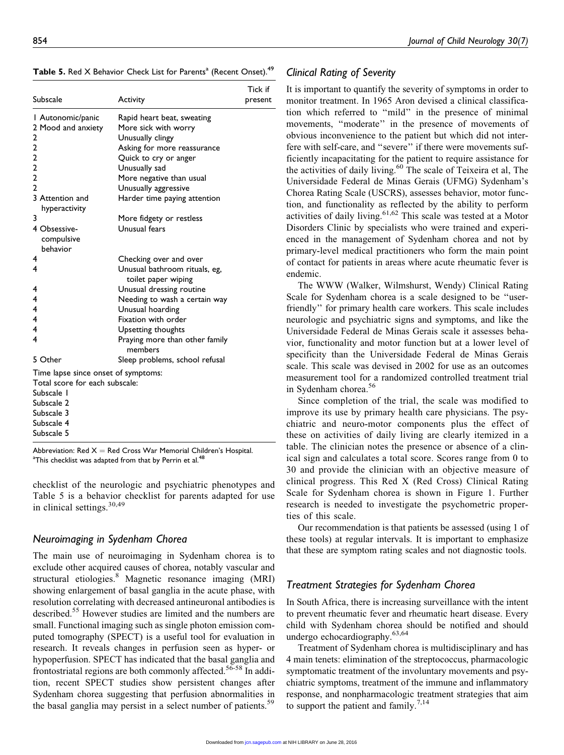**Table 5.** Red X Behavior Check List for Parents[a] (Recent Onset).[49]

| Subscale | Activity | Tick if present |
|---|---|---|
| 1 Autonomic/panic | Rapid heart beat, sweating | |
| 2 Mood and anxiety | More sick with worry | |
| 2 | Unusually clingy | |
| 2 | Asking for more reassurance | |
| 2 | Quick to cry or anger | |
| 2 | Unusually sad | |
| 2 | More negative than usual | |
| 2 | Unusually aggressive | |
| 3 Attention and hyperactivity | Harder time paying attention | |
| 3 | More fidgety or restless | |
| 4 Obsessive-compulsive behavior | Unusual fears | |
| 4 | Checking over and over | |
| 4 | Unusual bathroom rituals, eg, toilet paper wiping | |
| 4 | Unusual dressing routine | |
| 4 | Needing to wash a certain way | |
| 4 | Unusual hoarding | |
| 4 | Fixation with order | |
| 4 | Upsetting thoughts | |
| 4 | Praying more than other family members | |
| 5 Other | Sleep problems, school refusal | |

Time lapse since onset of symptoms:
Total score for each subscale:
Subscale 1
Subscale 2
Subscale 3
Subscale 4
Subscale 5

Abbreviation: Red X = Red Cross War Memorial Children's Hospital.
[a]This checklist was adapted from that by Perrin et al.[48]

checklist of the neurologic and psychiatric phenotypes and Table 5 is a behavior checklist for parents adapted for use in clinical settings.[30,49]

## Neuroimaging in Sydenham Chorea

The main use of neuroimaging in Sydenham chorea is to exclude other acquired causes of chorea, notably vascular and structural etiologies.[8] Magnetic resonance imaging (MRI) showing enlargement of basal ganglia in the acute phase, with resolution correlating with decreased antineuronal antibodies is described.[55] However studies are limited and the numbers are small. Functional imaging such as single photon emission computed tomography (SPECT) is a useful tool for evaluation in research. It reveals changes in perfusion seen as hyper- or hypoperfusion. SPECT has indicated that the basal ganglia and frontostriatal regions are both commonly affected.[56-58] In addition, recent SPECT studies show persistent changes after Sydenham chorea suggesting that perfusion abnormalities in the basal ganglia may persist in a select number of patients.[59]

## Clinical Rating of Severity

It is important to quantify the severity of symptoms in order to monitor treatment. In 1965 Aron devised a clinical classification which referred to "mild" in the presence of minimal movements, "moderate" in the presence of movements of obvious inconvenience to the patient but which did not interfere with self-care, and "severe" if there were movements sufficiently incapacitating for the patient to require assistance for the activities of daily living.[60] The scale of Teixeira et al, The Universidade Federal de Minas Gerais (UFMG) Sydenham's Chorea Rating Scale (USCRS), assesses behavior, motor function, and functionality as reflected by the ability to perform activities of daily living.[61,62] This scale was tested at a Motor Disorders Clinic by specialists who were trained and experienced in the management of Sydenham chorea and not by primary-level medical practitioners who form the main point of contact for patients in areas where acute rheumatic fever is endemic.

The WWW (Walker, Wilmshurst, Wendy) Clinical Rating Scale for Sydenham chorea is a scale designed to be "user-friendly" for primary health care workers. This scale includes neurologic and psychiatric signs and symptoms, and like the Universidade Federal de Minas Gerais scale it assesses behavior, functionality and motor function but at a lower level of specificity than the Universidade Federal de Minas Gerais scale. This scale was devised in 2002 for use as an outcomes measurement tool for a randomized controlled treatment trial in Sydenham chorea.[56]

Since completion of the trial, the scale was modified to improve its use by primary health care physicians. The psychiatric and neuro-motor components plus the effect of these on activities of daily living are clearly itemized in a table. The clinician notes the presence or absence of a clinical sign and calculates a total score. Scores range from 0 to 30 and provide the clinician with an objective measure of clinical progress. This Red X (Red Cross) Clinical Rating Scale for Sydenham chorea is shown in Figure 1. Further research is needed to investigate the psychometric properties of this scale.

Our recommendation is that patients be assessed (using 1 of these tools) at regular intervals. It is important to emphasize that these are symptom rating scales and not diagnostic tools.

## Treatment Strategies for Sydenham Chorea

In South Africa, there is increasing surveillance with the intent to prevent rheumatic fever and rheumatic heart disease. Every child with Sydenham chorea should be notified and should undergo echocardiography.[63,64]

Treatment of Sydenham chorea is multidisciplinary and has 4 main tenets: elimination of the streptococcus, pharmacologic symptomatic treatment of the involuntary movements and psychiatric symptoms, treatment of the immune and inflammatory response, and nonpharmacologic treatment strategies that aim to support the patient and family.[7,14]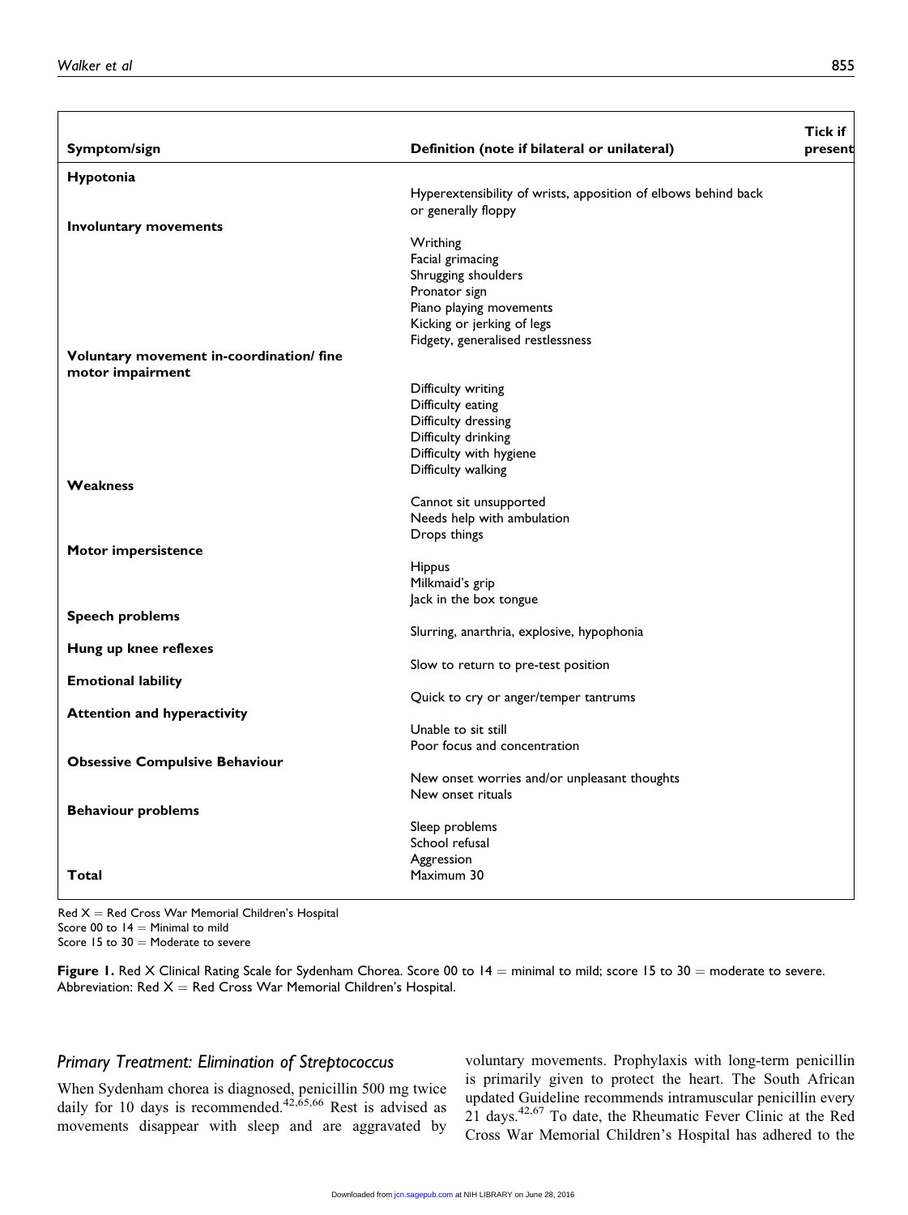| Symptom/sign | Definition (note if bilateral or unilateral) | Tick if present |
|---|---|---|
| **Hypotonia** | | |
| | Hyperextensibility of wrists, apposition of elbows behind back or generally floppy | |
| **Involuntary movements** | | |
| | Writhing | |
| | Facial grimacing | |
| | Shrugging shoulders | |
| | Pronator sign | |
| | Piano playing movements | |
| | Kicking or jerking of legs | |
| | Fidgety, generalised restlessness | |
| **Voluntary movement in-coordination/ fine motor impairment** | | |
| | Difficulty writing | |
| | Difficulty eating | |
| | Difficulty dressing | |
| | Difficulty drinking | |
| | Difficulty with hygiene | |
| | Difficulty walking | |
| **Weakness** | | |
| | Cannot sit unsupported | |
| | Needs help with ambulation | |
| | Drops things | |
| **Motor impersistence** | | |
| | Hippus | |
| | Milkmaid's grip | |
| | Jack in the box tongue | |
| **Speech problems** | | |
| | Slurring, anarthria, explosive, hypophonia | |
| **Hung up knee reflexes** | | |
| | Slow to return to pre-test position | |
| **Emotional lability** | | |
| | Quick to cry or anger/temper tantrums | |
| **Attention and hyperactivity** | | |
| | Unable to sit still | |
| | Poor focus and concentration | |
| **Obsessive Compulsive Behaviour** | | |
| | New onset worries and/or unpleasant thoughts | |
| | New onset rituals | |
| **Behaviour problems** | | |
| | Sleep problems | |
| | School refusal | |
| | Aggression | |
| **Total** | Maximum 30 | |

Red X = Red Cross War Memorial Children's Hospital
Score 00 to 14 = Minimal to mild
Score 15 to 30 = Moderate to severe

**Figure 1.** Red X Clinical Rating Scale for Sydenham Chorea. Score 00 to 14 = minimal to mild; score 15 to 30 = moderate to severe. Abbreviation: Red X = Red Cross War Memorial Children's Hospital.

## *Primary Treatment: Elimination of Streptococcus*

When Sydenham chorea is diagnosed, penicillin 500 mg twice daily for 10 days is recommended.[42,65,66] Rest is advised as movements disappear with sleep and are aggravated by voluntary movements. Prophylaxis with long-term penicillin is primarily given to protect the heart. The South African updated Guideline recommends intramuscular penicillin every 21 days.[42,67] To date, the Rheumatic Fever Clinic at the Red Cross War Memorial Children's Hospital has adhered to the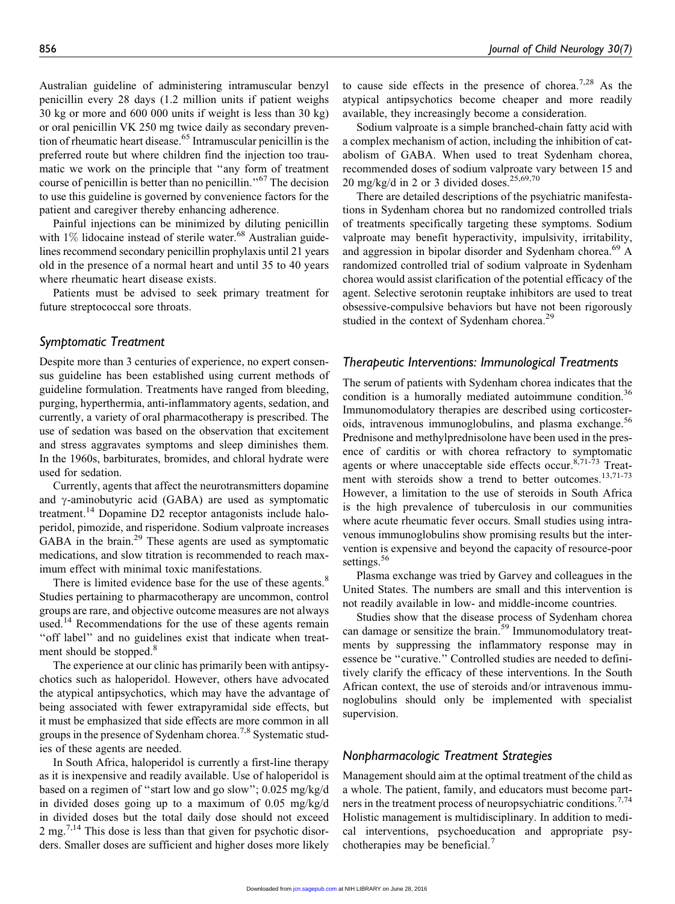Australian guideline of administering intramuscular benzyl penicillin every 28 days (1.2 million units if patient weighs 30 kg or more and 600 000 units if weight is less than 30 kg) or oral penicillin VK 250 mg twice daily as secondary prevention of rheumatic heart disease.[65] Intramuscular penicillin is the preferred route but where children find the injection too traumatic we work on the principle that "any form of treatment course of penicillin is better than no penicillin."[67] The decision to use this guideline is governed by convenience factors for the patient and caregiver thereby enhancing adherence.

Painful injections can be minimized by diluting penicillin with 1% lidocaine instead of sterile water.[68] Australian guidelines recommend secondary penicillin prophylaxis until 21 years old in the presence of a normal heart and until 35 to 40 years where rheumatic heart disease exists.

Patients must be advised to seek primary treatment for future streptococcal sore throats.

## Symptomatic Treatment

Despite more than 3 centuries of experience, no expert consensus guideline has been established using current methods of guideline formulation. Treatments have ranged from bleeding, purging, hyperthermia, anti-inflammatory agents, sedation, and currently, a variety of oral pharmacotherapy is prescribed. The use of sedation was based on the observation that excitement and stress aggravates symptoms and sleep diminishes them. In the 1960s, barbiturates, bromides, and chloral hydrate were used for sedation.

Currently, agents that affect the neurotransmitters dopamine and γ-aminobutyric acid (GABA) are used as symptomatic treatment.[14] Dopamine D2 receptor antagonists include haloperidol, pimozide, and risperidone. Sodium valproate increases GABA in the brain.[29] These agents are used as symptomatic medications, and slow titration is recommended to reach maximum effect with minimal toxic manifestations.

There is limited evidence base for the use of these agents.[8] Studies pertaining to pharmacotherapy are uncommon, control groups are rare, and objective outcome measures are not always used.[14] Recommendations for the use of these agents remain "off label" and no guidelines exist that indicate when treatment should be stopped.[8]

The experience at our clinic has primarily been with antipsychotics such as haloperidol. However, others have advocated the atypical antipsychotics, which may have the advantage of being associated with fewer extrapyramidal side effects, but it must be emphasized that side effects are more common in all groups in the presence of Sydenham chorea.[7,8] Systematic studies of these agents are needed.

In South Africa, haloperidol is currently a first-line therapy as it is inexpensive and readily available. Use of haloperidol is based on a regimen of "start low and go slow"; 0.025 mg/kg/d in divided doses going up to a maximum of 0.05 mg/kg/d in divided doses but the total daily dose should not exceed 2 mg.[7,14] This dose is less than that given for psychotic disorders. Smaller doses are sufficient and higher doses more likely to cause side effects in the presence of chorea.[7,28] As the atypical antipsychotics become cheaper and more readily available, they increasingly become a consideration.

Sodium valproate is a simple branched-chain fatty acid with a complex mechanism of action, including the inhibition of catabolism of GABA. When used to treat Sydenham chorea, recommended doses of sodium valproate vary between 15 and 20 mg/kg/d in 2 or 3 divided doses.[25,69,70]

There are detailed descriptions of the psychiatric manifestations in Sydenham chorea but no randomized controlled trials of treatments specifically targeting these symptoms. Sodium valproate may benefit hyperactivity, impulsivity, irritability, and aggression in bipolar disorder and Sydenham chorea.[69] A randomized controlled trial of sodium valproate in Sydenham chorea would assist clarification of the potential efficacy of the agent. Selective serotonin reuptake inhibitors are used to treat obsessive-compulsive behaviors but have not been rigorously studied in the context of Sydenham chorea.[29]

## Therapeutic Interventions: Immunological Treatments

The serum of patients with Sydenham chorea indicates that the condition is a humorally mediated autoimmune condition.[36] Immunomodulatory therapies are described using corticosteroids, intravenous immunoglobulins, and plasma exchange.[56] Prednisone and methylprednisolone have been used in the presence of carditis or with chorea refractory to symptomatic agents or where unacceptable side effects occur.[8,71-73] Treatment with steroids show a trend to better outcomes.[13,71-73] However, a limitation to the use of steroids in South Africa is the high prevalence of tuberculosis in our communities where acute rheumatic fever occurs. Small studies using intravenous immunoglobulins show promising results but the intervention is expensive and beyond the capacity of resource-poor settings.[56]

Plasma exchange was tried by Garvey and colleagues in the United States. The numbers are small and this intervention is not readily available in low- and middle-income countries.

Studies show that the disease process of Sydenham chorea can damage or sensitize the brain.[59] Immunomodulatory treatments by suppressing the inflammatory response may in essence be "curative." Controlled studies are needed to definitively clarify the efficacy of these interventions. In the South African context, the use of steroids and/or intravenous immunoglobulins should only be implemented with specialist supervision.

## Nonpharmacologic Treatment Strategies

Management should aim at the optimal treatment of the child as a whole. The patient, family, and educators must become partners in the treatment process of neuropsychiatric conditions.[7,74] Holistic management is multidisciplinary. In addition to medical interventions, psychoeducation and appropriate psychotherapies may be beneficial.[7]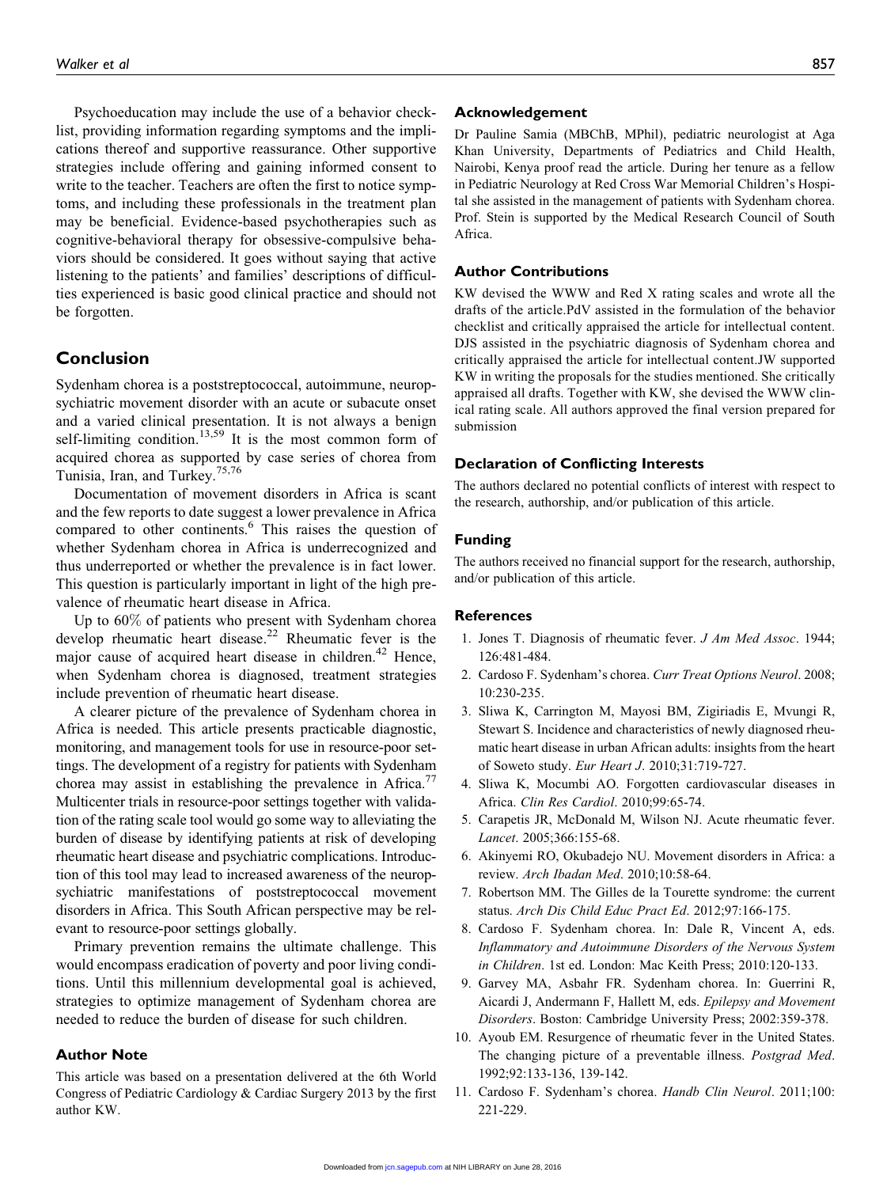Psychoeducation may include the use of a behavior checklist, providing information regarding symptoms and the implications thereof and supportive reassurance. Other supportive strategies include offering and gaining informed consent to write to the teacher. Teachers are often the first to notice symptoms, and including these professionals in the treatment plan may be beneficial. Evidence-based psychotherapies such as cognitive-behavioral therapy for obsessive-compulsive behaviors should be considered. It goes without saying that active listening to the patients' and families' descriptions of difficulties experienced is basic good clinical practice and should not be forgotten.

## Conclusion

Sydenham chorea is a poststreptococcal, autoimmune, neuropsychiatric movement disorder with an acute or subacute onset and a varied clinical presentation. It is not always a benign self-limiting condition.[13,59] It is the most common form of acquired chorea as supported by case series of chorea from Tunisia, Iran, and Turkey.[75,76]

Documentation of movement disorders in Africa is scant and the few reports to date suggest a lower prevalence in Africa compared to other continents.[6] This raises the question of whether Sydenham chorea in Africa is underrecognized and thus underreported or whether the prevalence is in fact lower. This question is particularly important in light of the high prevalence of rheumatic heart disease in Africa.

Up to 60% of patients who present with Sydenham chorea develop rheumatic heart disease.[22] Rheumatic fever is the major cause of acquired heart disease in children.[42] Hence, when Sydenham chorea is diagnosed, treatment strategies include prevention of rheumatic heart disease.

A clearer picture of the prevalence of Sydenham chorea in Africa is needed. This article presents practicable diagnostic, monitoring, and management tools for use in resource-poor settings. The development of a registry for patients with Sydenham chorea may assist in establishing the prevalence in Africa.[77] Multicenter trials in resource-poor settings together with validation of the rating scale tool would go some way to alleviating the burden of disease by identifying patients at risk of developing rheumatic heart disease and psychiatric complications. Introduction of this tool may lead to increased awareness of the neuropsychiatric manifestations of poststreptococcal movement disorders in Africa. This South African perspective may be relevant to resource-poor settings globally.

Primary prevention remains the ultimate challenge. This would encompass eradication of poverty and poor living conditions. Until this millennium developmental goal is achieved, strategies to optimize management of Sydenham chorea are needed to reduce the burden of disease for such children.

### Author Note

This article was based on a presentation delivered at the 6th World Congress of Pediatric Cardiology & Cardiac Surgery 2013 by the first author KW.

### Acknowledgement

Dr Pauline Samia (MBChB, MPhil), pediatric neurologist at Aga Khan University, Departments of Pediatrics and Child Health, Nairobi, Kenya proof read the article. During her tenure as a fellow in Pediatric Neurology at Red Cross War Memorial Children's Hospital she assisted in the management of patients with Sydenham chorea. Prof. Stein is supported by the Medical Research Council of South Africa.

### Author Contributions

KW devised the WWW and Red X rating scales and wrote all the drafts of the article.PdV assisted in the formulation of the behavior checklist and critically appraised the article for intellectual content. DJS assisted in the psychiatric diagnosis of Sydenham chorea and critically appraised the article for intellectual content.JW supported KW in writing the proposals for the studies mentioned. She critically appraised all drafts. Together with KW, she devised the WWW clinical rating scale. All authors approved the final version prepared for submission

### Declaration of Conflicting Interests

The authors declared no potential conflicts of interest with respect to the research, authorship, and/or publication of this article.

### Funding

The authors received no financial support for the research, authorship, and/or publication of this article.

### References

1. Jones T. Diagnosis of rheumatic fever. *J Am Med Assoc*. 1944; 126:481-484.
2. Cardoso F. Sydenham's chorea. *Curr Treat Options Neurol*. 2008; 10:230-235.
3. Sliwa K, Carrington M, Mayosi BM, Zigiriadis E, Mvungi R, Stewart S. Incidence and characteristics of newly diagnosed rheumatic heart disease in urban African adults: insights from the heart of Soweto study. *Eur Heart J*. 2010;31:719-727.
4. Sliwa K, Mocumbi AO. Forgotten cardiovascular diseases in Africa. *Clin Res Cardiol*. 2010;99:65-74.
5. Carapetis JR, McDonald M, Wilson NJ. Acute rheumatic fever. *Lancet*. 2005;366:155-68.
6. Akinyemi RO, Okubadejo NU. Movement disorders in Africa: a review. *Arch Ibadan Med*. 2010;10:58-64.
7. Robertson MM. The Gilles de la Tourette syndrome: the current status. *Arch Dis Child Educ Pract Ed*. 2012;97:166-175.
8. Cardoso F. Sydenham chorea. In: Dale R, Vincent A, eds. *Inflammatory and Autoimmune Disorders of the Nervous System in Children*. 1st ed. London: Mac Keith Press; 2010:120-133.
9. Garvey MA, Asbahr FR. Sydenham chorea. In: Guerrini R, Aicardi J, Andermann F, Hallett M, eds. *Epilepsy and Movement Disorders*. Boston: Cambridge University Press; 2002:359-378.
10. Ayoub EM. Resurgence of rheumatic fever in the United States. The changing picture of a preventable illness. *Postgrad Med*. 1992;92:133-136, 139-142.
11. Cardoso F. Sydenham's chorea. *Handb Clin Neurol*. 2011;100: 221-229.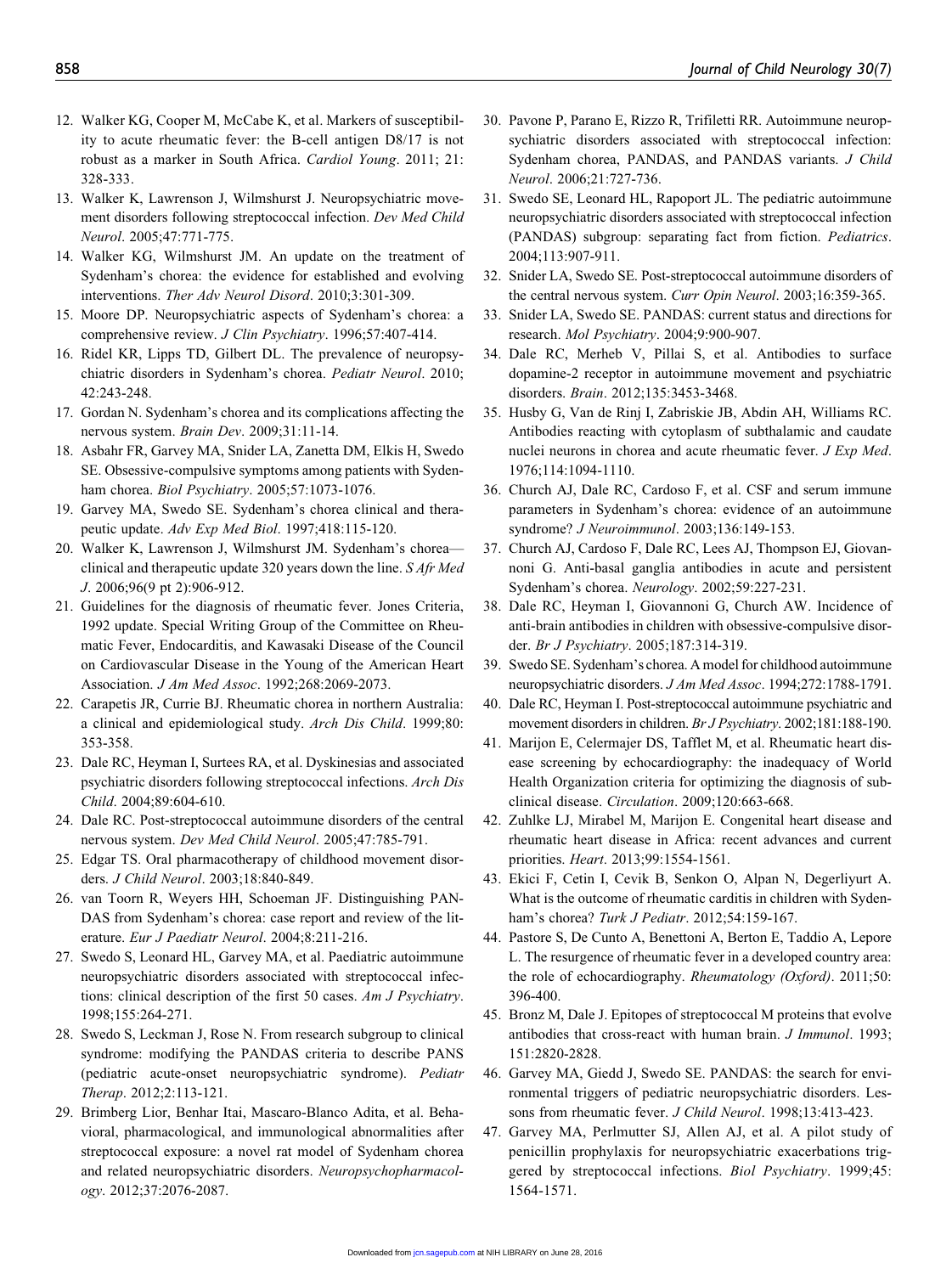12. Walker KG, Cooper M, McCabe K, et al. Markers of susceptibility to acute rheumatic fever: the B-cell antigen D8/17 is not robust as a marker in South Africa. *Cardiol Young*. 2011; 21: 328-333.
13. Walker K, Lawrenson J, Wilmshurst J. Neuropsychiatric movement disorders following streptococcal infection. *Dev Med Child Neurol*. 2005;47:771-775.
14. Walker KG, Wilmshurst JM. An update on the treatment of Sydenham's chorea: the evidence for established and evolving interventions. *Ther Adv Neurol Disord*. 2010;3:301-309.
15. Moore DP. Neuropsychiatric aspects of Sydenham's chorea: a comprehensive review. *J Clin Psychiatry*. 1996;57:407-414.
16. Ridel KR, Lipps TD, Gilbert DL. The prevalence of neuropsychiatric disorders in Sydenham's chorea. *Pediatr Neurol*. 2010; 42:243-248.
17. Gordan N. Sydenham's chorea and its complications affecting the nervous system. *Brain Dev*. 2009;31:11-14.
18. Asbahr FR, Garvey MA, Snider LA, Zanetta DM, Elkis H, Swedo SE. Obsessive-compulsive symptoms among patients with Sydenham chorea. *Biol Psychiatry*. 2005;57:1073-1076.
19. Garvey MA, Swedo SE. Sydenham's chorea clinical and therapeutic update. *Adv Exp Med Biol*. 1997;418:115-120.
20. Walker K, Lawrenson J, Wilmshurst JM. Sydenham's chorea—clinical and therapeutic update 320 years down the line. *S Afr Med J*. 2006;96(9 pt 2):906-912.
21. Guidelines for the diagnosis of rheumatic fever. Jones Criteria, 1992 update. Special Writing Group of the Committee on Rheumatic Fever, Endocarditis, and Kawasaki Disease of the Council on Cardiovascular Disease in the Young of the American Heart Association. *J Am Med Assoc*. 1992;268:2069-2073.
22. Carapetis JR, Currie BJ. Rheumatic chorea in northern Australia: a clinical and epidemiological study. *Arch Dis Child*. 1999;80: 353-358.
23. Dale RC, Heyman I, Surtees RA, et al. Dyskinesias and associated psychiatric disorders following streptococcal infections. *Arch Dis Child*. 2004;89:604-610.
24. Dale RC. Post-streptococcal autoimmune disorders of the central nervous system. *Dev Med Child Neurol*. 2005;47:785-791.
25. Edgar TS. Oral pharmacotherapy of childhood movement disorders. *J Child Neurol*. 2003;18:840-849.
26. van Toorn R, Weyers HH, Schoeman JF. Distinguishing PANDAS from Sydenham's chorea: case report and review of the literature. *Eur J Paediatr Neurol*. 2004;8:211-216.
27. Swedo S, Leonard HL, Garvey MA, et al. Paediatric autoimmune neuropsychiatric disorders associated with streptococcal infections: clinical description of the first 50 cases. *Am J Psychiatry*. 1998;155:264-271.
28. Swedo S, Leckman J, Rose N. From research subgroup to clinical syndrome: modifying the PANDAS criteria to describe PANS (pediatric acute-onset neuropsychiatric syndrome). *Pediatr Therap*. 2012;2:113-121.
29. Brimberg Lior, Benhar Itai, Mascaro-Blanco Adita, et al. Behavioral, pharmacological, and immunological abnormalities after streptococcal exposure: a novel rat model of Sydenham chorea and related neuropsychiatric disorders. *Neuropsychopharmacology*. 2012;37:2076-2087.
30. Pavone P, Parano E, Rizzo R, Trifiletti RR. Autoimmune neuropsychiatric disorders associated with streptococcal infection: Sydenham chorea, PANDAS, and PANDAS variants. *J Child Neurol*. 2006;21:727-736.
31. Swedo SE, Leonard HL, Rapoport JL. The pediatric autoimmune neuropsychiatric disorders associated with streptococcal infection (PANDAS) subgroup: separating fact from fiction. *Pediatrics*. 2004;113:907-911.
32. Snider LA, Swedo SE. Post-streptococcal autoimmune disorders of the central nervous system. *Curr Opin Neurol*. 2003;16:359-365.
33. Snider LA, Swedo SE. PANDAS: current status and directions for research. *Mol Psychiatry*. 2004;9:900-907.
34. Dale RC, Merheb V, Pillai S, et al. Antibodies to surface dopamine-2 receptor in autoimmune movement and psychiatric disorders. *Brain*. 2012;135:3453-3468.
35. Husby G, Van de Rinj I, Zabriskie JB, Abdin AH, Williams RC. Antibodies reacting with cytoplasm of subthalamic and caudate nuclei neurons in chorea and acute rheumatic fever. *J Exp Med*. 1976;114:1094-1110.
36. Church AJ, Dale RC, Cardoso F, et al. CSF and serum immune parameters in Sydenham's chorea: evidence of an autoimmune syndrome? *J Neuroimmunol*. 2003;136:149-153.
37. Church AJ, Cardoso F, Dale RC, Lees AJ, Thompson EJ, Giovannoni G. Anti-basal ganglia antibodies in acute and persistent Sydenham's chorea. *Neurology*. 2002;59:227-231.
38. Dale RC, Heyman I, Giovannoni G, Church AW. Incidence of anti-brain antibodies in children with obsessive-compulsive disorder. *Br J Psychiatry*. 2005;187:314-319.
39. Swedo SE. Sydenham's chorea. A model for childhood autoimmune neuropsychiatric disorders. *J Am Med Assoc*. 1994;272:1788-1791.
40. Dale RC, Heyman I. Post-streptococcal autoimmune psychiatric and movement disorders in children. *Br J Psychiatry*. 2002;181:188-190.
41. Marijon E, Celermajer DS, Tafflet M, et al. Rheumatic heart disease screening by echocardiography: the inadequacy of World Health Organization criteria for optimizing the diagnosis of subclinical disease. *Circulation*. 2009;120:663-668.
42. Zuhlke LJ, Mirabel M, Marijon E. Congenital heart disease and rheumatic heart disease in Africa: recent advances and current priorities. *Heart*. 2013;99:1554-1561.
43. Ekici F, Cetin I, Cevik B, Senkon O, Alpan N, Degerliyurt A. What is the outcome of rheumatic carditis in children with Sydenham's chorea? *Turk J Pediatr*. 2012;54:159-167.
44. Pastore S, De Cunto A, Benettoni A, Berton E, Taddio A, Lepore L. The resurgence of rheumatic fever in a developed country area: the role of echocardiography. *Rheumatology (Oxford)*. 2011;50: 396-400.
45. Bronz M, Dale J. Epitopes of streptococcal M proteins that evolve antibodies that cross-react with human brain. *J Immunol*. 1993; 151:2820-2828.
46. Garvey MA, Giedd J, Swedo SE. PANDAS: the search for environmental triggers of pediatric neuropsychiatric disorders. Lessons from rheumatic fever. *J Child Neurol*. 1998;13:413-423.
47. Garvey MA, Perlmutter SJ, Allen AJ, et al. A pilot study of penicillin prophylaxis for neuropsychiatric exacerbations triggered by streptococcal infections. *Biol Psychiatry*. 1999;45: 1564-1571.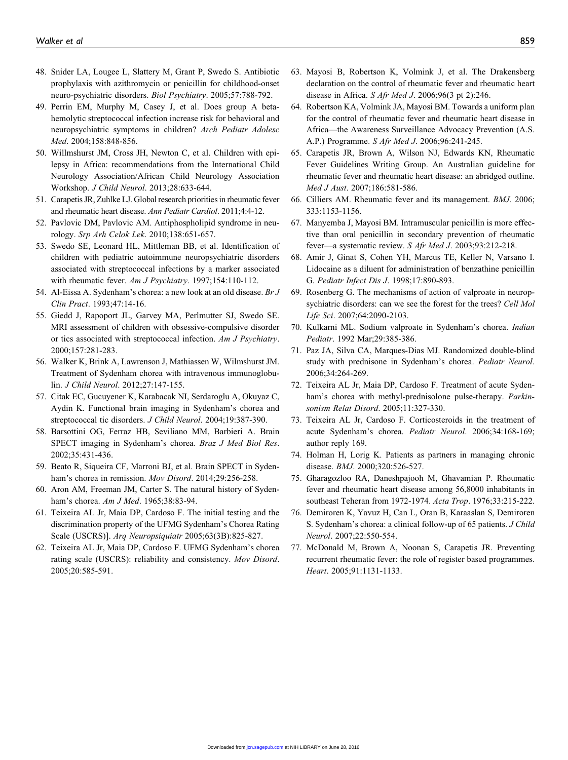48. Snider LA, Lougee L, Slattery M, Grant P, Swedo S. Antibiotic prophylaxis with azithromycin or penicillin for childhood-onset neuro-psychiatric disorders. *Biol Psychiatry*. 2005;57:788-792.
49. Perrin EM, Murphy M, Casey J, et al. Does group A beta-hemolytic streptococcal infection increase risk for behavioral and neuropsychiatric symptoms in children? *Arch Pediatr Adolesc Med*. 2004;158:848-856.
50. Willmshurst JM, Cross JH, Newton C, et al. Children with epilepsy in Africa: recommendations from the International Child Neurology Association/African Child Neurology Association Workshop. *J Child Neurol*. 2013;28:633-644.
51. Carapetis JR, Zuhlke LJ. Global research priorities in rheumatic fever and rheumatic heart disease. *Ann Pediatr Cardiol*. 2011;4:4-12.
52. Pavlovic DM, Pavlovic AM. Antiphospholipid syndrome in neurology. *Srp Arh Celok Lek*. 2010;138:651-657.
53. Swedo SE, Leonard HL, Mittleman BB, et al. Identification of children with pediatric autoimmune neuropsychiatric disorders associated with streptococcal infections by a marker associated with rheumatic fever. *Am J Psychiatry*. 1997;154:110-112.
54. Al-Eissa A. Sydenham's chorea: a new look at an old disease. *Br J Clin Pract*. 1993;47:14-16.
55. Giedd J, Rapoport JL, Garvey MA, Perlmutter SJ, Swedo SE. MRI assessment of children with obsessive-compulsive disorder or tics associated with streptococcal infection. *Am J Psychiatry*. 2000;157:281-283.
56. Walker K, Brink A, Lawrenson J, Mathiassen W, Wilmshurst JM. Treatment of Sydenham chorea with intravenous immunoglobulin. *J Child Neurol*. 2012;27:147-155.
57. Citak EC, Gucuyener K, Karabacak NI, Serdaroglu A, Okuyaz C, Aydin K. Functional brain imaging in Sydenham's chorea and streptococcal tic disorders. *J Child Neurol*. 2004;19:387-390.
58. Barsottini OG, Ferraz HB, Seviliano MM, Barbieri A. Brain SPECT imaging in Sydenham's chorea. *Braz J Med Biol Res*. 2002;35:431-436.
59. Beato R, Siqueira CF, Marroni BJ, et al. Brain SPECT in Sydenham's chorea in remission. *Mov Disord*. 2014;29:256-258.
60. Aron AM, Freeman JM, Carter S. The natural history of Sydenham's chorea. *Am J Med*. 1965;38:83-94.
61. Teixeira AL Jr, Maia DP, Cardoso F. The initial testing and the discrimination property of the UFMG Sydenham's Chorea Rating Scale (USCRS)]. *Arq Neuropsiquiatr* 2005;63(3B):825-827.
62. Teixeira AL Jr, Maia DP, Cardoso F. UFMG Sydenham's chorea rating scale (USCRS): reliability and consistency. *Mov Disord*. 2005;20:585-591.
63. Mayosi B, Robertson K, Volmink J, et al. The Drakensberg declaration on the control of rheumatic fever and rheumatic heart disease in Africa. *S Afr Med J*. 2006;96(3 pt 2):246.
64. Robertson KA, Volmink JA, Mayosi BM. Towards a uniform plan for the control of rheumatic fever and rheumatic heart disease in Africa—the Awareness Surveillance Advocacy Prevention (A.S.A.P.) Programme. *S Afr Med J*. 2006;96:241-245.
65. Carapetis JR, Brown A, Wilson NJ, Edwards KN, Rheumatic Fever Guidelines Writing Group. An Australian guideline for rheumatic fever and rheumatic heart disease: an abridged outline. *Med J Aust*. 2007;186:581-586.
66. Cilliers AM. Rheumatic fever and its management. *BMJ*. 2006;333:1153-1156.
67. Manyemba J, Mayosi BM. Intramuscular penicillin is more effective than oral penicillin in secondary prevention of rheumatic fever—a systematic review. *S Afr Med J*. 2003;93:212-218.
68. Amir J, Ginat S, Cohen YH, Marcus TE, Keller N, Varsano I. Lidocaine as a diluent for administration of benzathine penicillin G. *Pediatr Infect Dis J*. 1998;17:890-893.
69. Rosenberg G. The mechanisms of action of valproate in neuropsychiatric disorders: can we see the forest for the trees? *Cell Mol Life Sci*. 2007;64:2090-2103.
70. Kulkarni ML. Sodium valproate in Sydenham's chorea. *Indian Pediatr*. 1992 Mar;29:385-386.
71. Paz JA, Silva CA, Marques-Dias MJ. Randomized double-blind study with prednisone in Sydenham's chorea. *Pediatr Neurol*. 2006;34:264-269.
72. Teixeira AL Jr, Maia DP, Cardoso F. Treatment of acute Sydenham's chorea with methyl-prednisolone pulse-therapy. *Parkinsonism Relat Disord*. 2005;11:327-330.
73. Teixeira AL Jr, Cardoso F. Corticosteroids in the treatment of acute Sydenham's chorea. *Pediatr Neurol*. 2006;34:168-169; author reply 169.
74. Holman H, Lorig K. Patients as partners in managing chronic disease. *BMJ*. 2000;320:526-527.
75. Gharagozloo RA, Daneshpajooh M, Ghavamian P. Rheumatic fever and rheumatic heart disease among 56,8000 inhabitants in southeast Teheran from 1972-1974. *Acta Trop*. 1976;33:215-222.
76. Demiroren K, Yavuz H, Can L, Oran B, Karaaslan S, Demiroren S. Sydenham's chorea: a clinical follow-up of 65 patients. *J Child Neurol*. 2007;22:550-554.
77. McDonald M, Brown A, Noonan S, Carapetis JR. Preventing recurrent rheumatic fever: the role of register based programmes. *Heart*. 2005;91:1131-1133.